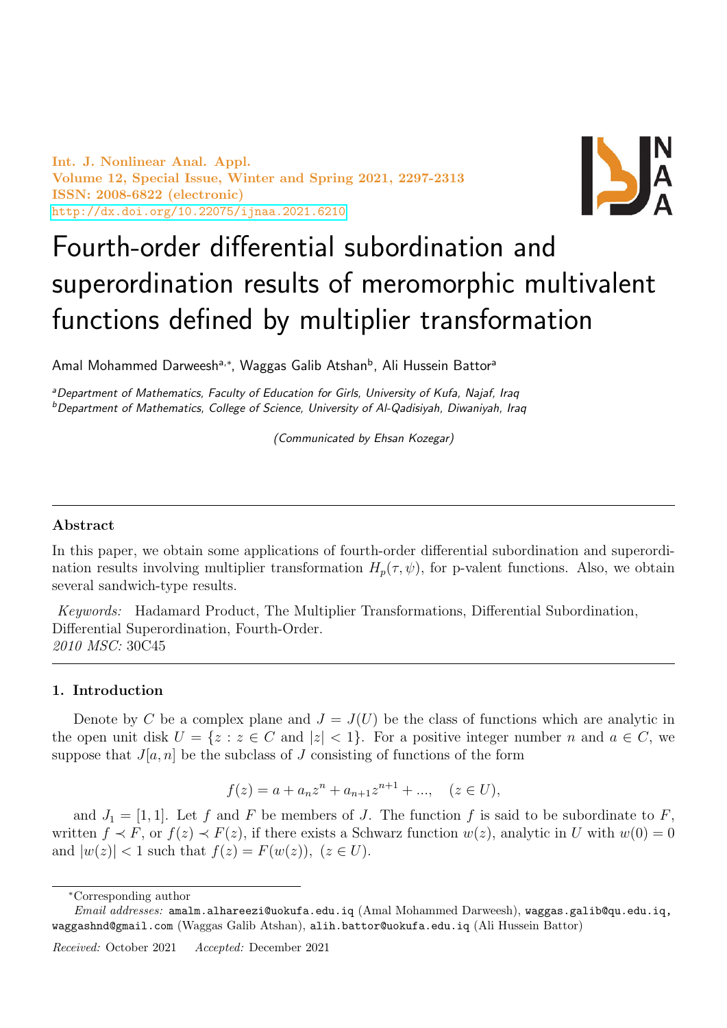# Fourth-order differential subordination and superordination results of meromorphic multivalent functions defined by multiplier transformation

Amal Mohammed Darweesh[a,*], Waggas Galib Atshan[b], Ali Hussein Battor[a]

[a]*Department of Mathematics, Faculty of Education for Girls, University of Kufa, Najaf, Iraq*
[b]*Department of Mathematics, College of Science, University of Al-Qadisiyah, Diwaniyah, Iraq*

*(Communicated by Ehsan Kozegar)*

---

**Abstract**

In this paper, we obtain some applications of fourth-order differential subordination and superordination results involving multiplier transformation $H_p(\tau, \psi)$, for p-valent functions. Also, we obtain several sandwich-type results.

*Keywords:* Hadamard Product, The Multiplier Transformations, Differential Subordination, Differential Superordination, Fourth-Order.
*2010 MSC:* 30C45

---

## 1. Introduction

Denote by $C$ be a complex plane and $J = J(U)$ be the class of functions which are analytic in the open unit disk $U = \{z : z \in C \text{ and } |z| < 1\}$. For a positive integer number $n$ and $a \in C$, we suppose that $J[a, n]$ be the subclass of $J$ consisting of functions of the form

$$f(z) = a + a_n z^n + a_{n+1} z^{n+1} + ..., \quad (z \in U),$$

and $J_1 = [1, 1]$. Let $f$ and $F$ be members of $J$. The function $f$ is said to be subordinate to $F$, written $f \prec F$, or $f(z) \prec F(z)$, if there exists a Schwarz function $w(z)$, analytic in $U$ with $w(0) = 0$ and $|w(z)| < 1$ such that $f(z) = F(w(z))$, $(z \in U)$.

---

*Corresponding author

*Email addresses:* amalm.alhareezi@uokufa.edu.iq (Amal Mohammed Darweesh), waggas.galib@qu.edu.iq, waggashnd@gmail.com (Waggas Galib Atshan), alih.battor@uokufa.edu.iq (Ali Hussein Battor)

*Received:* October 2021 *Accepted:* December 2021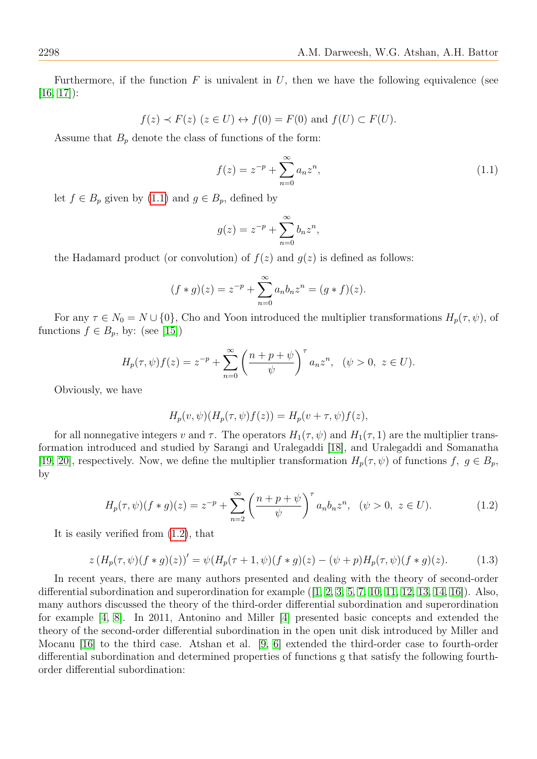Furthermore, if the function $F$ is univalent in $U$, then we have the following equivalence (see [16, 17]):

$$f(z) \prec F(z)\ (z \in U) \leftrightarrow f(0) = F(0) \text{ and } f(U) \subset F(U).$$

Assume that $B_p$ denote the class of functions of the form:

$$f(z) = z^{-p} + \sum_{n=0}^{\infty} a_n z^n, \tag{1.1}$$

let $f \in B_p$ given by (1.1) and $g \in B_p$, defined by

$$g(z) = z^{-p} + \sum_{n=0}^{\infty} b_n z^n,$$

the Hadamard product (or convolution) of $f(z)$ and $g(z)$ is defined as follows:

$$(f * g)(z) = z^{-p} + \sum_{n=0}^{\infty} a_n b_n z^n = (g * f)(z).$$

For any $\tau \in N_0 = N \cup \{0\}$, Cho and Yoon introduced the multiplier transformations $H_p(\tau, \psi)$, of functions $f \in B_p$, by: (see [15])

$$H_p(\tau, \psi) f(z) = z^{-p} + \sum_{n=0}^{\infty} \left( \frac{n+p+\psi}{\psi} \right)^{\tau} a_n z^n, \quad (\psi > 0,\ z \in U).$$

Obviously, we have

$$H_p(v, \psi)(H_p(\tau, \psi) f(z)) = H_p(v + \tau, \psi) f(z),$$

for all nonnegative integers $v$ and $\tau$. The operators $H_1(\tau, \psi)$ and $H_1(\tau, 1)$ are the multiplier transformation introduced and studied by Sarangi and Uralegaddi [18], and Uralegaddi and Somanatha [19, 20], respectively. Now, we define the multiplier transformation $H_p(\tau, \psi)$ of functions $f,\ g \in B_p$, by

$$H_p(\tau, \psi)(f * g)(z) = z^{-p} + \sum_{n=2}^{\infty} \left( \frac{n+p+\psi}{\psi} \right)^{\tau} a_n b_n z^n, \quad (\psi > 0,\ z \in U). \tag{1.2}$$

It is easily verified from (1.2), that

$$z\left(H_p(\tau, \psi)(f * g)(z)\right)' = \psi(H_p(\tau + 1, \psi)(f * g)(z) - (\psi + p) H_p(\tau, \psi)(f * g)(z). \tag{1.3}$$

In recent years, there are many authors presented and dealing with the theory of second-order differential subordination and superordination for example ([1, 2, 3, 5, 7, 10, 11, 12, 13, 14, 16]). Also, many authors discussed the theory of the third-order differential subordination and superordination for example [4, 8]. In 2011, Antonino and Miller [4] presented basic concepts and extended the theory of the second-order differential subordination in the open unit disk introduced by Miller and Mocanu [16] to the third case. Atshan et al. [9, 6] extended the third-order case to fourth-order differential subordination and determined properties of functions g that satisfy the following fourth-order differential subordination: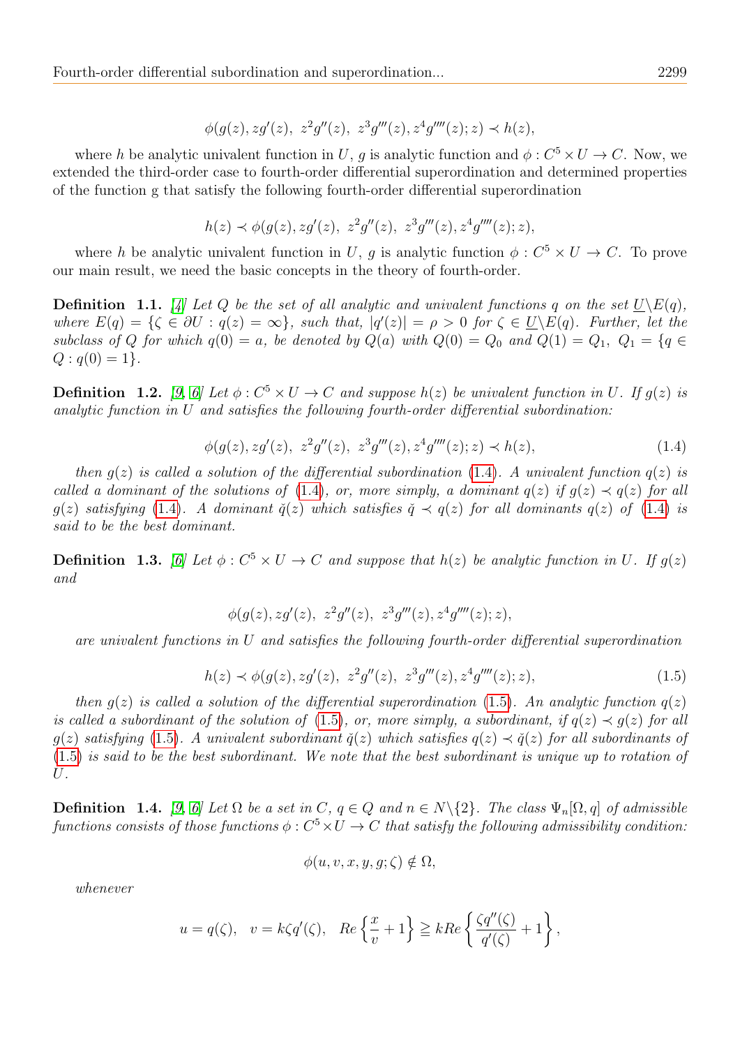$$\phi(g(z), zg'(z),\ z^2g''(z),\ z^3g'''(z), z^4g''''(z); z) \prec h(z),$$

where $h$ be analytic univalent function in $U$, $g$ is analytic function and $\phi : C^5 \times U \to C$. Now, we extended the third-order case to fourth-order differential superordination and determined properties of the function g that satisfy the following fourth-order differential superordination

$$h(z) \prec \phi(g(z), zg'(z),\ z^2g''(z),\ z^3g'''(z), z^4g''''(z); z),$$

where $h$ be analytic univalent function in $U$, $g$ is analytic function $\phi : C^5 \times U \to C$. To prove our main result, we need the basic concepts in the theory of fourth-order.

**Definition 1.1.** *[4] Let $Q$ be the set of all analytic and univalent functions $q$ on the set $\underline{U}\backslash E(q)$, where $E(q) = \{\zeta \in \partial U : q(z) = \infty\}$, such that, $|q'(z)| = \rho > 0$ for $\zeta \in \underline{U}\backslash E(q)$. Further, let the subclass of $Q$ for which $q(0) = a$, be denoted by $Q(a)$ with $Q(0) = Q_0$ and $Q(1) = Q_1$, $Q_1 = \{q \in Q : q(0) = 1\}$.*

**Definition 1.2.** *[9, 6] Let $\phi : C^5 \times U \to C$ and suppose $h(z)$ be univalent function in $U$. If $g(z)$ is analytic function in $U$ and satisfies the following fourth-order differential subordination:*

$$\phi(g(z), zg'(z),\ z^2g''(z),\ z^3g'''(z), z^4g''''(z); z) \prec h(z), \tag{1.4}$$

*then $g(z)$ is called a solution of the differential subordination (1.4). A univalent function $q(z)$ is called a dominant of the solutions of (1.4), or, more simply, a dominant $q(z)$ if $g(z) \prec q(z)$ for all $g(z)$ satisfying (1.4). A dominant $\check{q}(z)$ which satisfies $\check{q} \prec q(z)$ for all dominants $q(z)$ of (1.4) is said to be the best dominant.*

**Definition 1.3.** *[6] Let $\phi : C^5 \times U \to C$ and suppose that $h(z)$ be analytic function in $U$. If $g(z)$ and*

$$\phi(g(z), zg'(z),\ z^2g''(z),\ z^3g'''(z), z^4g''''(z); z),$$

*are univalent functions in $U$ and satisfies the following fourth-order differential superordination*

$$h(z) \prec \phi(g(z), zg'(z),\ z^2g''(z),\ z^3g'''(z), z^4g''''(z); z), \tag{1.5}$$

*then $g(z)$ is called a solution of the differential superordination (1.5). An analytic function $q(z)$ is called a subordinant of the solution of (1.5), or, more simply, a subordinant, if $q(z) \prec g(z)$ for all $g(z)$ satisfying (1.5). A univalent subordinant $\check{q}(z)$ which satisfies $q(z) \prec \check{q}(z)$ for all subordinants of (1.5) is said to be the best subordinant. We note that the best subordinant is unique up to rotation of $U$.*

**Definition 1.4.** *[9, 6] Let $\Omega$ be a set in $C$, $q \in Q$ and $n \in N\backslash\{2\}$. The class $\Psi_n[\Omega, q]$ of admissible functions consists of those functions $\phi : C^5 \times U \to C$ that satisfy the following admissibility condition:*

$$\phi(u, v, x, y, g; \zeta) \notin \Omega,$$

*whenever*

$$u = q(\zeta), \quad v = k\zeta q'(\zeta), \quad Re\left\{\frac{x}{v} + 1\right\} \geqq kRe\left\{\frac{\zeta q''(\zeta)}{q'(\zeta)} + 1\right\},$$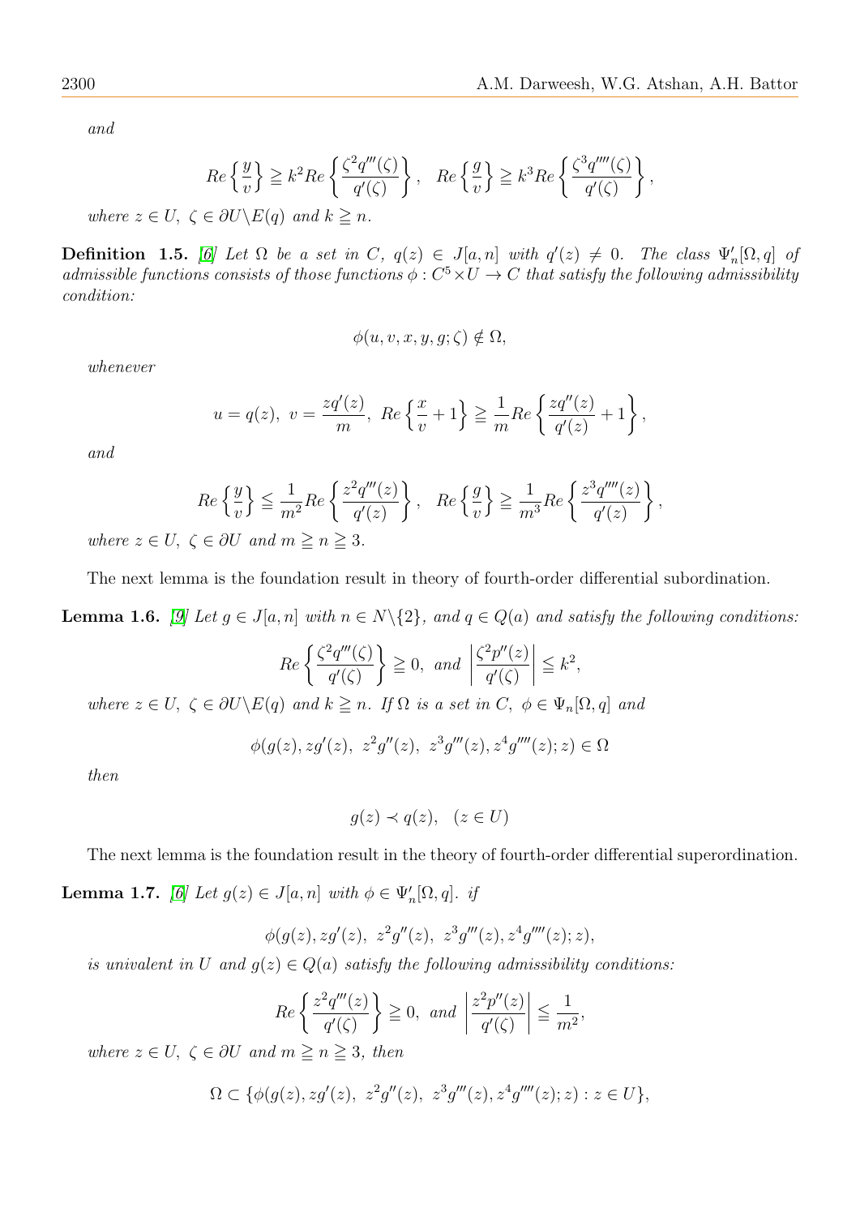*and*

$$Re\left\{\frac{y}{v}\right\} \geqq k^2 Re\left\{\frac{\zeta^2 q'''(\zeta)}{q'(\zeta)}\right\}, \quad Re\left\{\frac{g}{v}\right\} \geqq k^3 Re\left\{\frac{\zeta^3 q''''(\zeta)}{q'(\zeta)}\right\},$$

*where* $z \in U,\ \zeta \in \partial U \backslash E(q)$ *and* $k \geqq n$.

**Definition 1.5.** [6] *Let* $\Omega$ *be a set in* $C$, $q(z) \in J[a,n]$ *with* $q'(z) \neq 0$. *The class* $\Psi_n'[\Omega, q]$ *of admissible functions consists of those functions* $\phi : C^5 \times U \to C$ *that satisfy the following admissibility condition:*

$$\phi(u, v, x, y, g; \zeta) \notin \Omega,$$

*whenever*

$$u = q(z),\ v = \frac{zq'(z)}{m},\ Re\left\{\frac{x}{v} + 1\right\} \geqq \frac{1}{m} Re\left\{\frac{zq''(z)}{q'(z)} + 1\right\},$$

*and*

$$Re\left\{\frac{y}{v}\right\} \leqq \frac{1}{m^2} Re\left\{\frac{z^2 q'''(z)}{q'(z)}\right\}, \quad Re\left\{\frac{g}{v}\right\} \geqq \frac{1}{m^3} Re\left\{\frac{z^3 q''''(z)}{q'(z)}\right\},$$

*where* $z \in U,\ \zeta \in \partial U$ *and* $m \geqq n \geqq 3$.

The next lemma is the foundation result in theory of fourth-order differential subordination.

**Lemma 1.6.** [9] *Let* $g \in J[a,n]$ *with* $n \in N \backslash \{2\}$, *and* $q \in Q(a)$ *and satisfy the following conditions:*

$$Re\left\{\frac{\zeta^2 q'''(\zeta)}{q'(\zeta)}\right\} \geqq 0, \text{ and } \left|\frac{\zeta^2 p''(z)}{q'(\zeta)}\right| \leqq k^2,$$

*where* $z \in U,\ \zeta \in \partial U \backslash E(q)$ *and* $k \geqq n$. *If* $\Omega$ *is a set in* $C$, $\phi \in \Psi_n[\Omega, q]$ *and*

$$\phi(g(z), zg'(z),\ z^2 g''(z),\ z^3 g'''(z), z^4 g''''(z); z) \in \Omega$$

*then*

$$g(z) \prec q(z), \quad (z \in U)$$

The next lemma is the foundation result in the theory of fourth-order differential superordination.

**Lemma 1.7.** [6] *Let* $g(z) \in J[a,n]$ *with* $\phi \in \Psi_n'[\Omega, q]$. *if*

$$\phi(g(z), zg'(z),\ z^2 g''(z),\ z^3 g'''(z), z^4 g''''(z); z),$$

*is univalent in* $U$ *and* $g(z) \in Q(a)$ *satisfy the following admissibility conditions:*

$$Re\left\{\frac{z^2 q'''(z)}{q'(\zeta)}\right\} \geqq 0, \text{ and } \left|\frac{z^2 p''(z)}{q'(\zeta)}\right| \leqq \frac{1}{m^2},$$

*where* $z \in U,\ \zeta \in \partial U$ *and* $m \geqq n \geqq 3$, *then*

$$\Omega \subset \{\phi(g(z), zg'(z),\ z^2 g''(z),\ z^3 g'''(z), z^4 g''''(z); z) : z \in U\},$$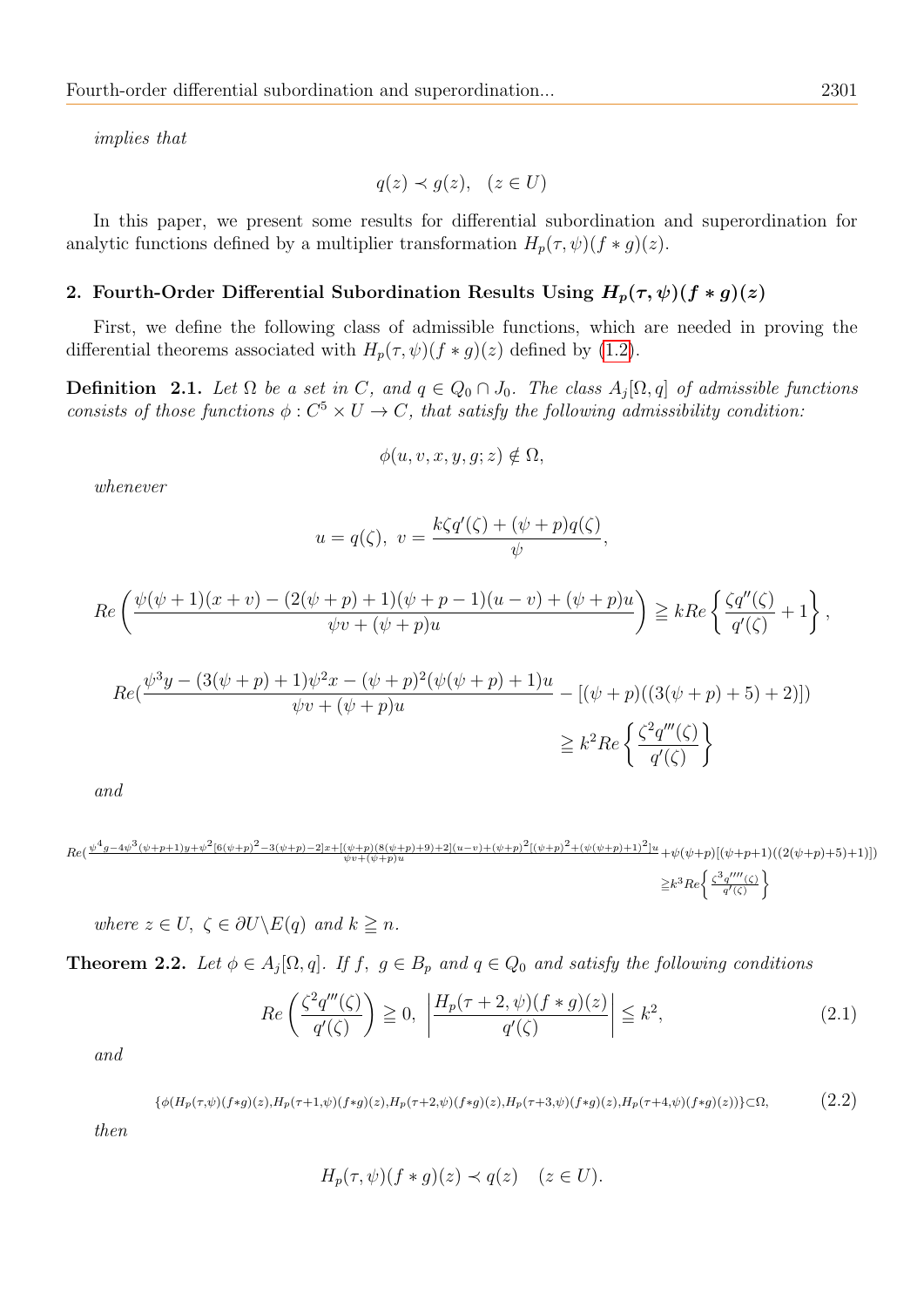*implies that*

$$q(z) \prec g(z), \quad (z \in U)$$

In this paper, we present some results for differential subordination and superordination for analytic functions defined by a multiplier transformation $H_p(\tau, \psi)(f * g)(z)$.

## 2. Fourth-Order Differential Subordination Results Using $H_p(\tau, \psi)(f * g)(z)$

First, we define the following class of admissible functions, which are needed in proving the differential theorems associated with $H_p(\tau, \psi)(f * g)(z)$ defined by (1.2).

**Definition 2.1.** *Let $\Omega$ be a set in $C$, and $q \in Q_0 \cap J_0$. The class $A_j[\Omega, q]$ of admissible functions consists of those functions $\phi : C^5 \times U \to C$, that satisfy the following admissibility condition:*

$$\phi(u, v, x, y, g; z) \notin \Omega,$$

*whenever*

$$u = q(\zeta), \; v = \frac{k\zeta q'(\zeta) + (\psi + p)q(\zeta)}{\psi},$$

$$Re\left(\frac{\psi(\psi+1)(x+v) - (2(\psi+p)+1)(\psi+p-1)(u-v) + (\psi+p)u}{\psi v + (\psi+p)u}\right) \geqq kRe\left\{\frac{\zeta q''(\zeta)}{q'(\zeta)} + 1\right\},$$

$$Re\left(\frac{\psi^3 y - (3(\psi+p)+1)\psi^2 x - (\psi+p)^2(\psi(\psi+p)+1)u}{\psi v + (\psi+p)u} - [(\psi+p)((3(\psi+p)+5)+2)]\right) \geqq k^2 Re\left\{\frac{\zeta^2 q'''(\zeta)}{q'(\zeta)}\right\}$$

*and*

$$Re\left(\frac{\psi^4 g - 4\psi^3(\psi+p+1)y + \psi^2[6(\psi+p)^2 - 3(\psi+p) - 2]x + [(\psi+p)(8(\psi+p)+9)+2](u-v) + (\psi+p)^2[(\psi+p)^2 + (\psi(\psi+p)+1)^2]u}{\psi v + (\psi+p)u} + \psi(\psi+p)[(\psi+p+1)((2(\psi+p)+5)+1)]\right) \geqq k^3 Re\left\{\frac{\zeta^3 q''''(\zeta)}{q'(\zeta)}\right\}$$

*where $z \in U$, $\zeta \in \partial U \backslash E(q)$ and $k \geqq n$.*

**Theorem 2.2.** *Let $\phi \in A_j[\Omega, q]$. If $f$, $g \in B_p$ and $q \in Q_0$ and satisfy the following conditions*

$$Re\left(\frac{\zeta^2 q'''(\zeta)}{q'(\zeta)}\right) \geqq 0, \quad \left|\frac{H_p(\tau+2, \psi)(f * g)(z)}{q'(\zeta)}\right| \leqq k^2, \tag{2.1}$$

*and*

$$\{\phi(H_p(\tau,\psi)(f*g)(z), H_p(\tau+1,\psi)(f*g)(z), H_p(\tau+2,\psi)(f*g)(z), H_p(\tau+3,\psi)(f*g)(z), H_p(\tau+4,\psi)(f*g)(z))\} \subset \Omega, \tag{2.2}$$

*then*

$$H_p(\tau, \psi)(f * g)(z) \prec q(z) \quad (z \in U).$$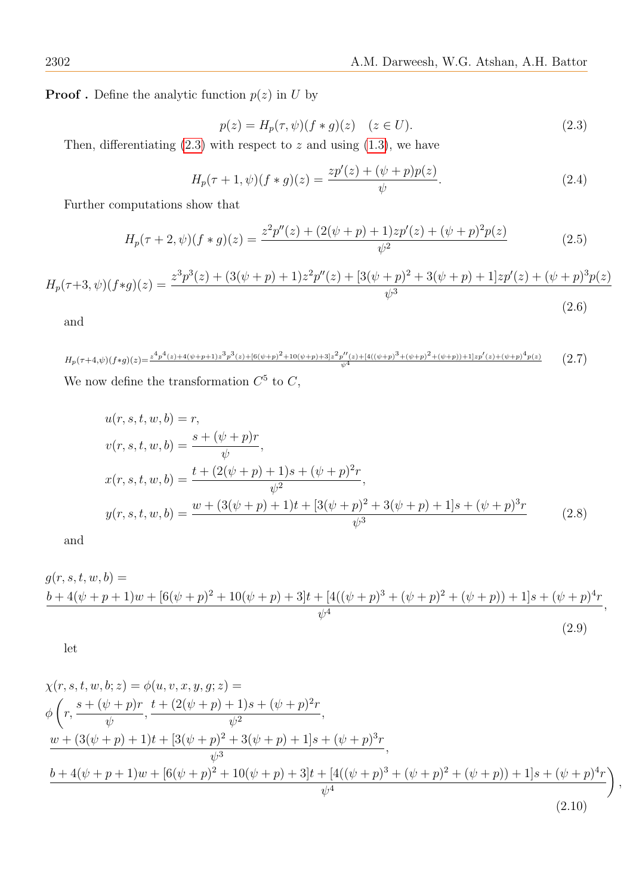**Proof .** Define the analytic function $p(z)$ in $U$ by

$$p(z) = H_p(\tau, \psi)(f * g)(z) \quad (z \in U). \tag{2.3}$$

Then, differentiating (2.3) with respect to $z$ and using (1.3), we have

$$H_p(\tau+1, \psi)(f * g)(z) = \frac{zp'(z) + (\psi + p)p(z)}{\psi}. \tag{2.4}$$

Further computations show that

$$H_p(\tau+2, \psi)(f * g)(z) = \frac{z^2p''(z) + (2(\psi + p) + 1)zp'(z) + (\psi + p)^2 p(z)}{\psi^2} \tag{2.5}$$

$$H_p(\tau+3, \psi)(f*g)(z) = \frac{z^3p^3(z) + (3(\psi + p) + 1)z^2p''(z) + [3(\psi + p)^2 + 3(\psi + p) + 1]zp'(z) + (\psi + p)^3 p(z)}{\psi^3} \tag{2.6}$$

and

$$H_p(\tau+4,\psi)(f*g)(z) = \frac{z^4p^4(z) + 4(\psi+p+1)z^3p^3(z) + [6(\psi+p)^2 + 10(\psi+p) + 3]z^2p''(z) + [4((\psi+p)^3 + (\psi+p)^2 + (\psi+p)) + 1]zp'(z) + (\psi+p)^4 p(z)}{\psi^4} \tag{2.7}$$

We now define the transformation $C^5$ to $C$,

$$
\begin{aligned}
u(r, s, t, w, b) &= r, \\
v(r, s, t, w, b) &= \frac{s + (\psi + p)r}{\psi}, \\
x(r, s, t, w, b) &= \frac{t + (2(\psi + p) + 1)s + (\psi + p)^2 r}{\psi^2}, \\
y(r, s, t, w, b) &= \frac{w + (3(\psi + p) + 1)t + [3(\psi + p)^2 + 3(\psi + p) + 1]s + (\psi + p)^3 r}{\psi^3}
\end{aligned} \tag{2.8}
$$

and

$$g(r, s, t, w, b) = \frac{b + 4(\psi + p + 1)w + [6(\psi + p)^2 + 10(\psi + p) + 3]t + [4((\psi + p)^3 + (\psi + p)^2 + (\psi + p)) + 1]s + (\psi + p)^4 r}{\psi^4}, \tag{2.9}$$

let

$$
\begin{aligned}
&\chi(r, s, t, w, b; z) = \phi(u, v, x, y, g; z) = \\
&\phi\Bigg(r, \frac{s + (\psi + p)r}{\psi}, \frac{t + (2(\psi + p) + 1)s + (\psi + p)^2 r}{\psi^2}, \\
&\frac{w + (3(\psi + p) + 1)t + [3(\psi + p)^2 + 3(\psi + p) + 1]s + (\psi + p)^3 r}{\psi^3}, \\
&\frac{b + 4(\psi + p + 1)w + [6(\psi + p)^2 + 10(\psi + p) + 3]t + [4((\psi + p)^3 + (\psi + p)^2 + (\psi + p)) + 1]s + (\psi + p)^4 r}{\psi^4}\Bigg),
\end{aligned} \tag{2.10}
$$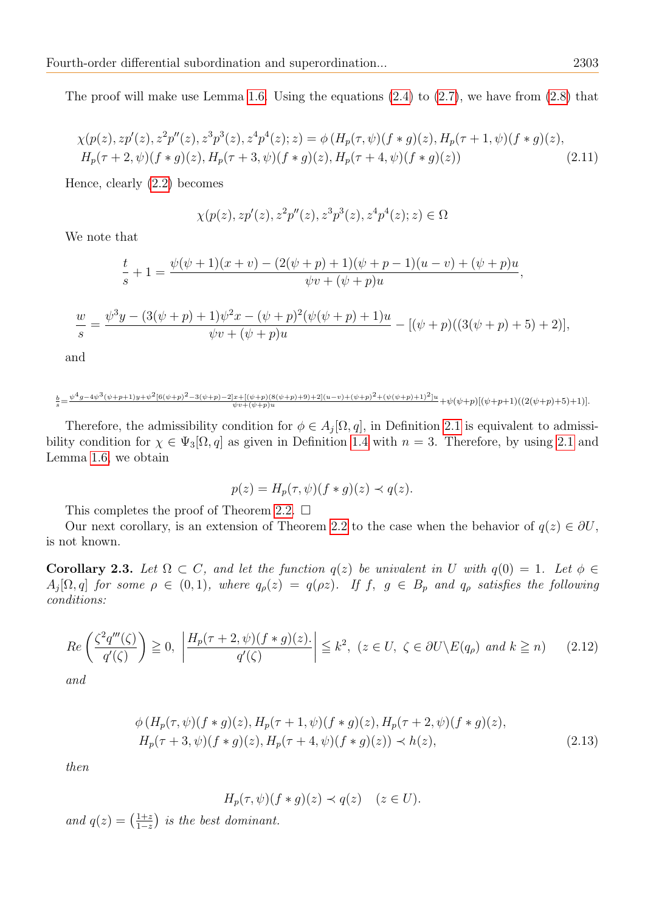The proof will make use Lemma 1.6. Using the equations (2.4) to (2.7), we have from (2.8) that

$$\chi(p(z), zp'(z), z^2p''(z), z^3p^3(z), z^4p^4(z); z) = \phi\left(H_p(\tau,\psi)(f*g)(z), H_p(\tau+1,\psi)(f*g)(z),\right.$$
$$\left. H_p(\tau+2,\psi)(f*g)(z), H_p(\tau+3,\psi)(f*g)(z), H_p(\tau+4,\psi)(f*g)(z)\right) \tag{2.11}$$

Hence, clearly (2.2) becomes

$$\chi(p(z), zp'(z), z^2p''(z), z^3p^3(z), z^4p^4(z); z) \in \Omega$$

We note that

$$\frac{t}{s}+1 = \frac{\psi(\psi+1)(x+v) - (2(\psi+p)+1)(\psi+p-1)(u-v) + (\psi+p)u}{\psi v + (\psi+p)u},$$

$$\frac{w}{s} = \frac{\psi^3 y - (3(\psi+p)+1)\psi^2 x - (\psi+p)^2(\psi(\psi+p)+1)u}{\psi v + (\psi+p)u} - [(\psi+p)((3(\psi+p)+5)+2)],$$

and

$$\frac{b}{s} = \frac{\psi^4 g - 4\psi^3(\psi+p+1)y + \psi^2[6(\psi+p)^2 - 3(\psi+p)-2]x + [(\psi+p)(8(\psi+p)+9)+2](u-v) + (\psi+p)^2 + (\psi(\psi+p)+1)^2]u}{\psi v + (\psi+p)u} + \psi(\psi+p)[(\psi+p+1)((2(\psi+p)+5)+1)].$$

Therefore, the admissibility condition for $\phi \in A_j[\Omega, q]$, in Definition 2.1 is equivalent to admissibility condition for $\chi \in \Psi_3[\Omega, q]$ as given in Definition 1.4 with $n = 3$. Therefore, by using 2.1 and Lemma 1.6, we obtain

$$p(z) = H_p(\tau,\psi)(f*g)(z) \prec q(z).$$

This completes the proof of Theorem 2.2. □

Our next corollary, is an extension of Theorem 2.2 to the case when the behavior of $q(z) \in \partial U$, is not known.

**Corollary 2.3.** *Let $\Omega \subset C$, and let the function $q(z)$ be univalent in $U$ with $q(0) = 1$. Let $\phi \in A_j[\Omega, q]$ for some $\rho \in (0, 1)$, where $q_\rho(z) = q(\rho z)$. If $f,\ g \in B_p$ and $q_\rho$ satisfies the following conditions:*

$$Re\left(\frac{\zeta^2 q'''(\zeta)}{q'(\zeta)}\right) \geqq 0,\ \left|\frac{H_p(\tau+2,\psi)(f*g)(z).}{q'(\zeta)}\right| \leqq k^2,\ (z \in U,\ \zeta \in \partial U \backslash E(q_\rho) \text{ and } k \geqq n) \tag{2.12}$$

*and*

$$\phi\left(H_p(\tau,\psi)(f*g)(z), H_p(\tau+1,\psi)(f*g)(z), H_p(\tau+2,\psi)(f*g)(z),\right.$$
$$\left. H_p(\tau+3,\psi)(f*g)(z), H_p(\tau+4,\psi)(f*g)(z)\right) \prec h(z), \tag{2.13}$$

*then*

$$H_p(\tau,\psi)(f*g)(z) \prec q(z) \quad (z \in U).$$

*and $q(z) = \left(\frac{1+z}{1-z}\right)$ is the best dominant.*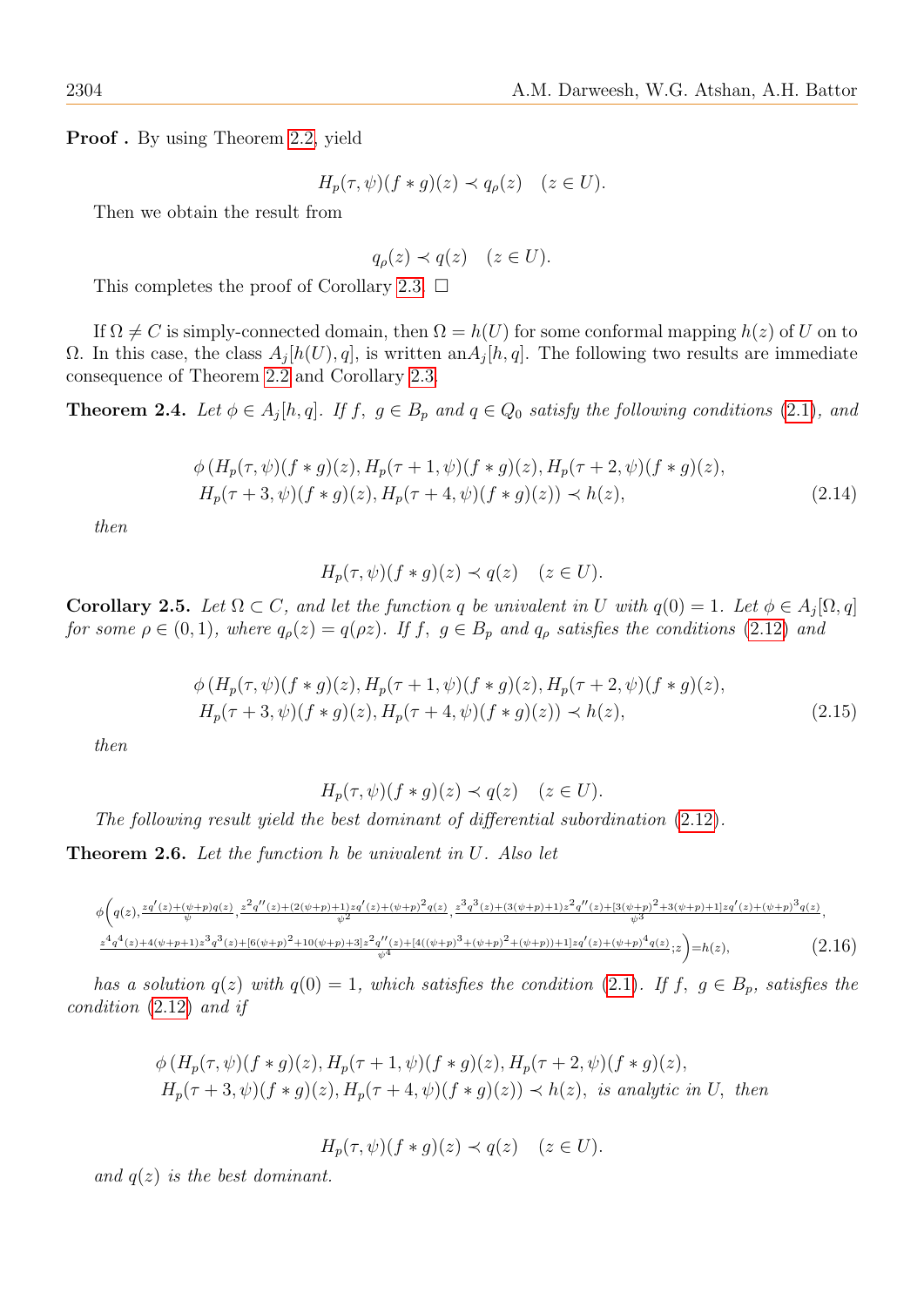**Proof .** By using Theorem 2.2, yield

$$H_p(\tau,\psi)(f*g)(z) \prec q_\rho(z) \quad (z \in U).$$

Then we obtain the result from

$$q_\rho(z) \prec q(z) \quad (z \in U).$$

This completes the proof of Corollary 2.3. □

If $\Omega \neq C$ is simply-connected domain, then $\Omega = h(U)$ for some conformal mapping $h(z)$ of $U$ on to $\Omega$. In this case, the class $A_j[h(U), q]$, is written an$A_j[h, q]$. The following two results are immediate consequence of Theorem 2.2 and Corollary 2.3.

**Theorem 2.4.** *Let $\phi \in A_j[h, q]$. If $f,\ g \in B_p$ and $q \in Q_0$ satisfy the following conditions (2.1), and*

$$\begin{aligned}&\phi\left(H_p(\tau,\psi)(f*g)(z), H_p(\tau+1,\psi)(f*g)(z), H_p(\tau+2,\psi)(f*g)(z),\right.\\ &\left.H_p(\tau+3,\psi)(f*g)(z), H_p(\tau+4,\psi)(f*g)(z)\right) \prec h(z),\end{aligned} \tag{2.14}$$

*then*

$$H_p(\tau,\psi)(f*g)(z) \prec q(z) \quad (z \in U).$$

**Corollary 2.5.** *Let $\Omega \subset C$, and let the function $q$ be univalent in $U$ with $q(0) = 1$. Let $\phi \in A_j[\Omega, q]$ for some $\rho \in (0, 1)$, where $q_\rho(z) = q(\rho z)$. If $f,\ g \in B_p$ and $q_\rho$ satisfies the conditions (2.12) and*

$$\begin{aligned}&\phi\left(H_p(\tau,\psi)(f*g)(z), H_p(\tau+1,\psi)(f*g)(z), H_p(\tau+2,\psi)(f*g)(z),\right.\\ &\left.H_p(\tau+3,\psi)(f*g)(z), H_p(\tau+4,\psi)(f*g)(z)\right) \prec h(z),\end{aligned} \tag{2.15}$$

*then*

$$H_p(\tau,\psi)(f*g)(z) \prec q(z) \quad (z \in U).$$

*The following result yield the best dominant of differential subordination (2.12).*

**Theorem 2.6.** *Let the function $h$ be univalent in $U$. Also let*

$$\begin{aligned}&\phi\Big(q(z), \tfrac{zq'(z)+(\psi+p)q(z)}{\psi}, \tfrac{z^2q''(z)+(2(\psi+p)+1)zq'(z)+(\psi+p)^2q(z)}{\psi^2}, \tfrac{z^3q^3(z)+(3(\psi+p)+1)z^2q''(z)+[3(\psi+p)^2+3(\psi+p)+1]zq'(z)+(\psi+p)^3q(z)}{\psi^3},\\ &\tfrac{z^4q^4(z)+4(\psi+p+1)z^3q^3(z)+[6(\psi+p)^2+10(\psi+p)+3]z^2q''(z)+[4((\psi+p)^3+(\psi+p)^2+(\psi+p))+1]zq'(z)+(\psi+p)^4q(z)}{\psi^4}; z\Big) = h(z),\end{aligned} \tag{2.16}$$

*has a solution $q(z)$ with $q(0) = 1$, which satisfies the condition (2.1). If $f,\ g \in B_p$, satisfies the condition (2.12) and if*

$$\begin{aligned}&\phi\left(H_p(\tau,\psi)(f*g)(z), H_p(\tau+1,\psi)(f*g)(z), H_p(\tau+2,\psi)(f*g)(z),\right.\\ &\left.H_p(\tau+3,\psi)(f*g)(z), H_p(\tau+4,\psi)(f*g)(z)\right) \prec h(z), \text{ is analytic in } U, \text{ then}\end{aligned}$$

$$H_p(\tau,\psi)(f*g)(z) \prec q(z) \quad (z \in U).$$

*and $q(z)$ is the best dominant.*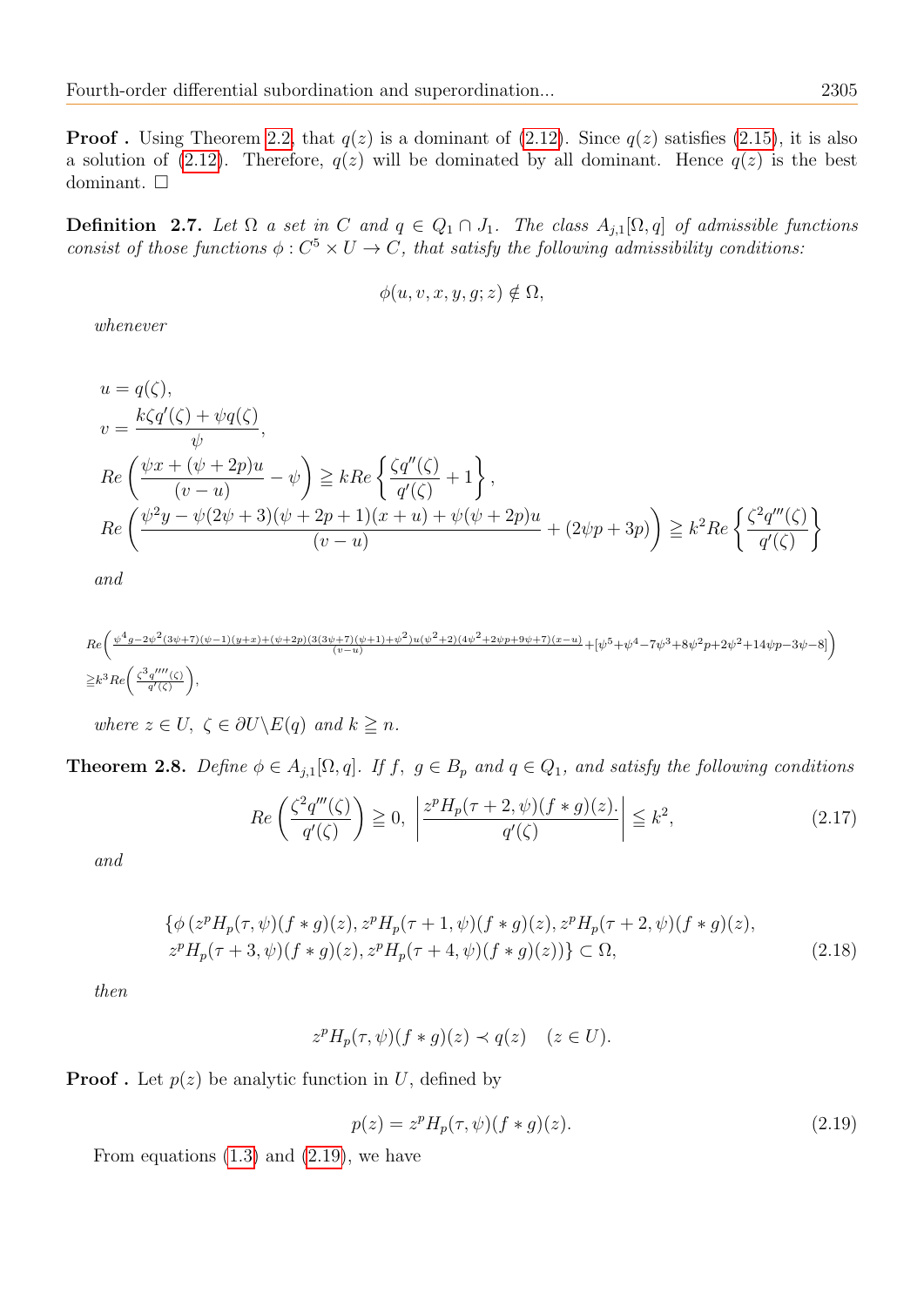**Proof .** Using Theorem 2.2, that $q(z)$ is a dominant of (2.12). Since $q(z)$ satisfies (2.15), it is also a solution of (2.12). Therefore, $q(z)$ will be dominated by all dominant. Hence $q(z)$ is the best dominant. □

**Definition 2.7.** *Let $\Omega$ a set in $C$ and $q \in Q_1 \cap J_1$. The class $A_{j,1}[\Omega, q]$ of admissible functions consist of those functions $\phi : C^5 \times U \to C$, that satisfy the following admissibility conditions:*

$$\phi(u, v, x, y, g; z) \notin \Omega,$$

*whenever*

$$u = q(\zeta),$$

$$v = \frac{k\zeta q'(\zeta) + \psi q(\zeta)}{\psi},$$

$$Re\left(\frac{\psi x + (\psi + 2p)u}{(v-u)} - \psi\right) \geqq k Re\left\{\frac{\zeta q''(\zeta)}{q'(\zeta)} + 1\right\},$$

$$Re\left(\frac{\psi^2 y - \psi(2\psi+3)(\psi+2p+1)(x+u) + \psi(\psi+2p)u}{(v-u)} + (2\psi p + 3p)\right) \geqq k^2 Re\left\{\frac{\zeta^2 q'''(\zeta)}{q'(\zeta)}\right\}$$

*and*

$$Re\left(\frac{\psi^4 g - 2\psi^2(3\psi+7)(\psi-1)(y+x) + (\psi+2p)(3(3\psi+7)(\psi+1)+\psi^2)u(\psi^2+2)(4\psi^2+2\psi p+9\psi+7)(x-u)}{(v-u)} + [\psi^5+\psi^4-7\psi^3+8\psi^2 p+2\psi^2+14\psi p-3\psi-8]\right)$$
$$\geqq k^3 Re\left(\frac{\zeta^3 q''''(\zeta)}{q'(\zeta)}\right),$$

*where $z \in U$, $\zeta \in \partial U \backslash E(q)$ and $k \geqq n$.*

**Theorem 2.8.** *Define $\phi \in A_{j,1}[\Omega, q]$. If $f,\ g \in B_p$ and $q \in Q_1$, and satisfy the following conditions*

$$Re\left(\frac{\zeta^2 q'''(\zeta)}{q'(\zeta)}\right) \geqq 0, \quad \left|\frac{z^p H_p(\tau+2, \psi)(f * g)(z).}{q'(\zeta)}\right| \leqq k^2, \tag{2.17}$$

*and*

$$\begin{aligned}\{\phi\,(&z^p H_p(\tau, \psi)(f * g)(z), z^p H_p(\tau+1, \psi)(f * g)(z), z^p H_p(\tau+2, \psi)(f * g)(z),\\ &z^p H_p(\tau+3, \psi)(f * g)(z), z^p H_p(\tau+4, \psi)(f * g)(z))\} \subset \Omega,\end{aligned} \tag{2.18}$$

*then*

$$z^p H_p(\tau, \psi)(f * g)(z) \prec q(z) \quad (z \in U).$$

**Proof .** Let $p(z)$ be analytic function in $U$, defined by

$$p(z) = z^p H_p(\tau, \psi)(f * g)(z). \tag{2.19}$$

From equations (1.3) and (2.19), we have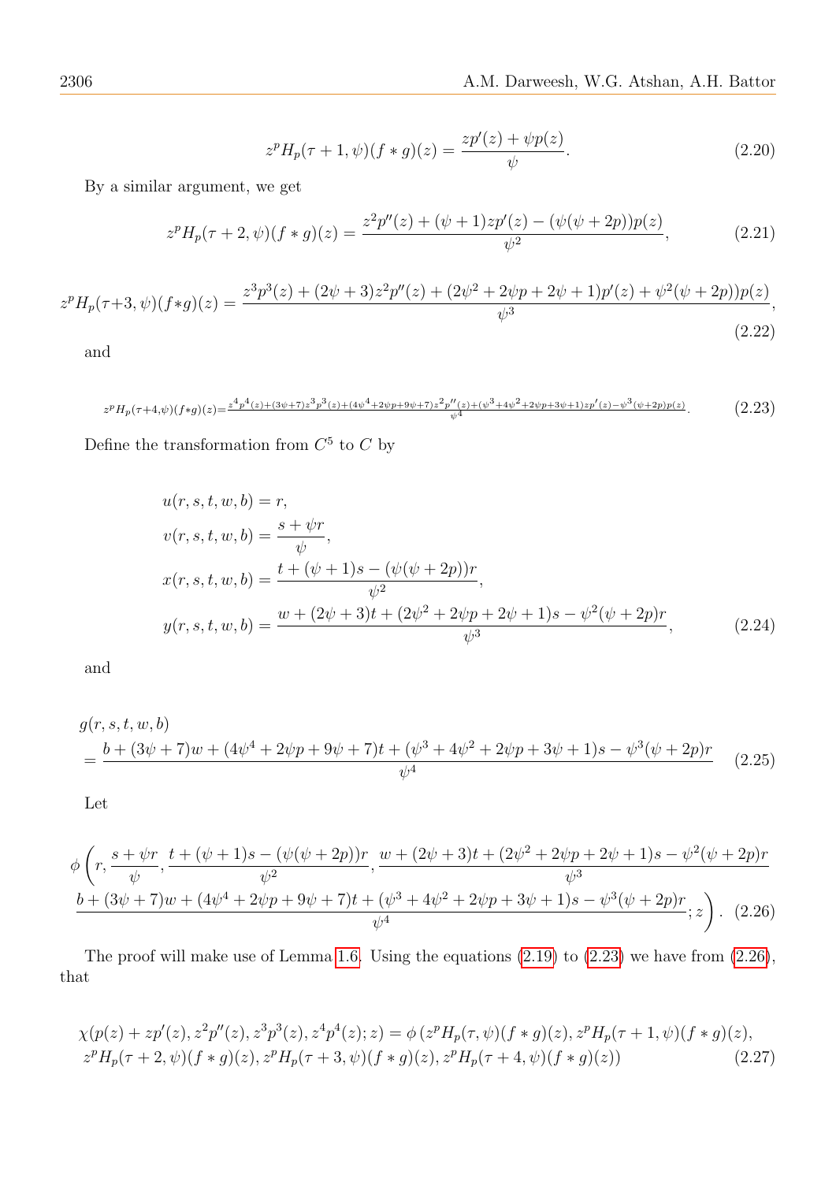$$z^pH_p(\tau+1,\psi)(f*g)(z) = \frac{zp'(z)+\psi p(z)}{\psi}. \tag{2.20}$$

By a similar argument, we get

$$z^pH_p(\tau+2,\psi)(f*g)(z) = \frac{z^2p''(z)+(\psi+1)zp'(z)-(\psi(\psi+2p))p(z)}{\psi^2}, \tag{2.21}$$

$$z^pH_p(\tau+3,\psi)(f*g)(z) = \frac{z^3p^3(z)+(2\psi+3)z^2p''(z)+(2\psi^2+2\psi p+2\psi+1)p'(z)+\psi^2(\psi+2p))p(z)}{\psi^3}, \tag{2.22}$$

and

$$z^pH_p(\tau+4,\psi)(f*g)(z) = \frac{z^4p^4(z)+(3\psi+7)z^3p^3(z)+(4\psi^4+2\psi p+9\psi+7)z^2p''(z)+(\psi^3+4\psi^2+2\psi p+3\psi+1)zp'(z)-\psi^3(\psi+2p)p(z)}{\psi^4}. \tag{2.23}$$

Define the transformation from $C^5$ to $C$ by

$$\begin{aligned}
u(r,s,t,w,b) &= r,\\
v(r,s,t,w,b) &= \frac{s+\psi r}{\psi},\\
x(r,s,t,w,b) &= \frac{t+(\psi+1)s-(\psi(\psi+2p))r}{\psi^2},\\
y(r,s,t,w,b) &= \frac{w+(2\psi+3)t+(2\psi^2+2\psi p+2\psi+1)s-\psi^2(\psi+2p)r}{\psi^3},
\end{aligned} \tag{2.24}$$

and

$$\begin{aligned}
&g(r,s,t,w,b)\\
&= \frac{b+(3\psi+7)w+(4\psi^4+2\psi p+9\psi+7)t+(\psi^3+4\psi^2+2\psi p+3\psi+1)s-\psi^3(\psi+2p)r}{\psi^4}
\end{aligned} \tag{2.25}$$

Let

$$\begin{aligned}
\phi\Bigg(&r, \frac{s+\psi r}{\psi}, \frac{t+(\psi+1)s-(\psi(\psi+2p))r}{\psi^2}, \frac{w+(2\psi+3)t+(2\psi^2+2\psi p+2\psi+1)s-\psi^2(\psi+2p)r}{\psi^3}\\
&\frac{b+(3\psi+7)w+(4\psi^4+2\psi p+9\psi+7)t+(\psi^3+4\psi^2+2\psi p+3\psi+1)s-\psi^3(\psi+2p)r}{\psi^4}; z\Bigg).
\end{aligned} \tag{2.26}$$

The proof will make use of Lemma 1.6. Using the equations (2.19) to (2.23) we have from (2.26), that

$$\begin{aligned}
&\chi(p(z)+zp'(z), z^2p''(z), z^3p^3(z), z^4p^4(z); z) = \phi\,(z^pH_p(\tau,\psi)(f*g)(z), z^pH_p(\tau+1,\psi)(f*g)(z),\\
&z^pH_p(\tau+2,\psi)(f*g)(z), z^pH_p(\tau+3,\psi)(f*g)(z), z^pH_p(\tau+4,\psi)(f*g)(z))
\end{aligned} \tag{2.27}$$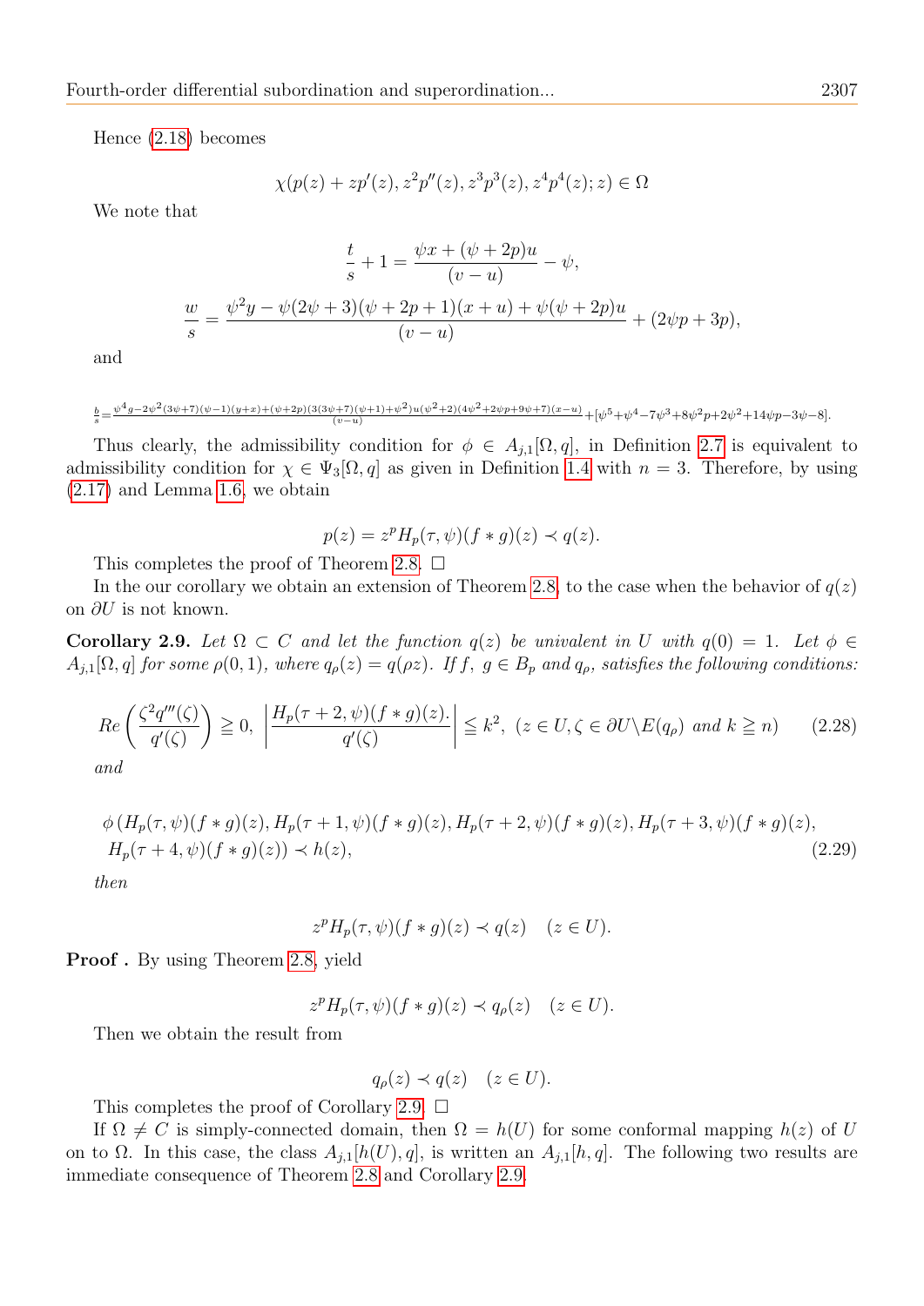Hence (2.18) becomes

$$\chi(p(z) + zp'(z), z^2p''(z), z^3p^3(z), z^4p^4(z); z) \in \Omega$$

We note that

$$\frac{t}{s} + 1 = \frac{\psi x + (\psi + 2p)u}{(v-u)} - \psi,$$

$$\frac{w}{s} = \frac{\psi^2 y - \psi(2\psi+3)(\psi+2p+1)(x+u) + \psi(\psi+2p)u}{(v-u)} + (2\psi p + 3p),$$

and

$$\frac{b}{s} = \frac{\psi^4 g - 2\psi^2(3\psi+7)(\psi-1)(y+x) + (\psi+2p)(3(3\psi+7)(\psi+1)+\psi^2)u(\psi^2+2)(4\psi^2+2\psi p+9\psi+7)(x-u)}{(v-u)} + [\psi^5 + \psi^4 - 7\psi^3 + 8\psi^2 p + 2\psi^2 + 14\psi p - 3\psi - 8].$$

Thus clearly, the admissibility condition for $\phi \in A_{j,1}[\Omega, q]$, in Definition 2.7 is equivalent to admissibility condition for $\chi \in \Psi_3[\Omega, q]$ as given in Definition 1.4 with $n = 3$. Therefore, by using (2.17) and Lemma 1.6, we obtain

$$p(z) = z^p H_p(\tau, \psi)(f * g)(z) \prec q(z).$$

This completes the proof of Theorem 2.8. $\square$

In the our corollary we obtain an extension of Theorem 2.8, to the case when the behavior of $q(z)$ on $\partial U$ is not known.

**Corollary 2.9.** *Let $\Omega \subset C$ and let the function $q(z)$ be univalent in $U$ with $q(0) = 1$. Let $\phi \in A_{j,1}[\Omega, q]$ for some $\rho(0,1)$, where $q_\rho(z) = q(\rho z)$. If $f,\ g \in B_p$ and $q_\rho$, satisfies the following conditions:*

$$Re\left(\frac{\zeta^2 q'''(\zeta)}{q'(\zeta)}\right) \geqq 0, \ \left|\frac{H_p(\tau+2,\psi)(f*g)(z).}{q'(\zeta)}\right| \leqq k^2, \ (z \in U, \zeta \in \partial U \backslash E(q_\rho) \text{ and } k \geqq n) \tag{2.28}$$

*and*

$$\begin{aligned}&\phi\left(H_p(\tau,\psi)(f*g)(z), H_p(\tau+1,\psi)(f*g)(z), H_p(\tau+2,\psi)(f*g)(z), H_p(\tau+3,\psi)(f*g)(z),\right.\\ &\left.H_p(\tau+4,\psi)(f*g)(z)\right) \prec h(z),\end{aligned} \tag{2.29}$$

*then*

$$z^p H_p(\tau,\psi)(f*g)(z) \prec q(z) \quad (z \in U).$$

**Proof .** By using Theorem 2.8, yield

$$z^p H_p(\tau,\psi)(f*g)(z) \prec q_\rho(z) \quad (z \in U).$$

Then we obtain the result from

$$q_\rho(z) \prec q(z) \quad (z \in U).$$

This completes the proof of Corollary 2.9. $\square$

If $\Omega \neq C$ is simply-connected domain, then $\Omega = h(U)$ for some conformal mapping $h(z)$ of $U$ on to $\Omega$. In this case, the class $A_{j,1}[h(U), q]$, is written an $A_{j,1}[h, q]$. The following two results are immediate consequence of Theorem 2.8 and Corollary 2.9.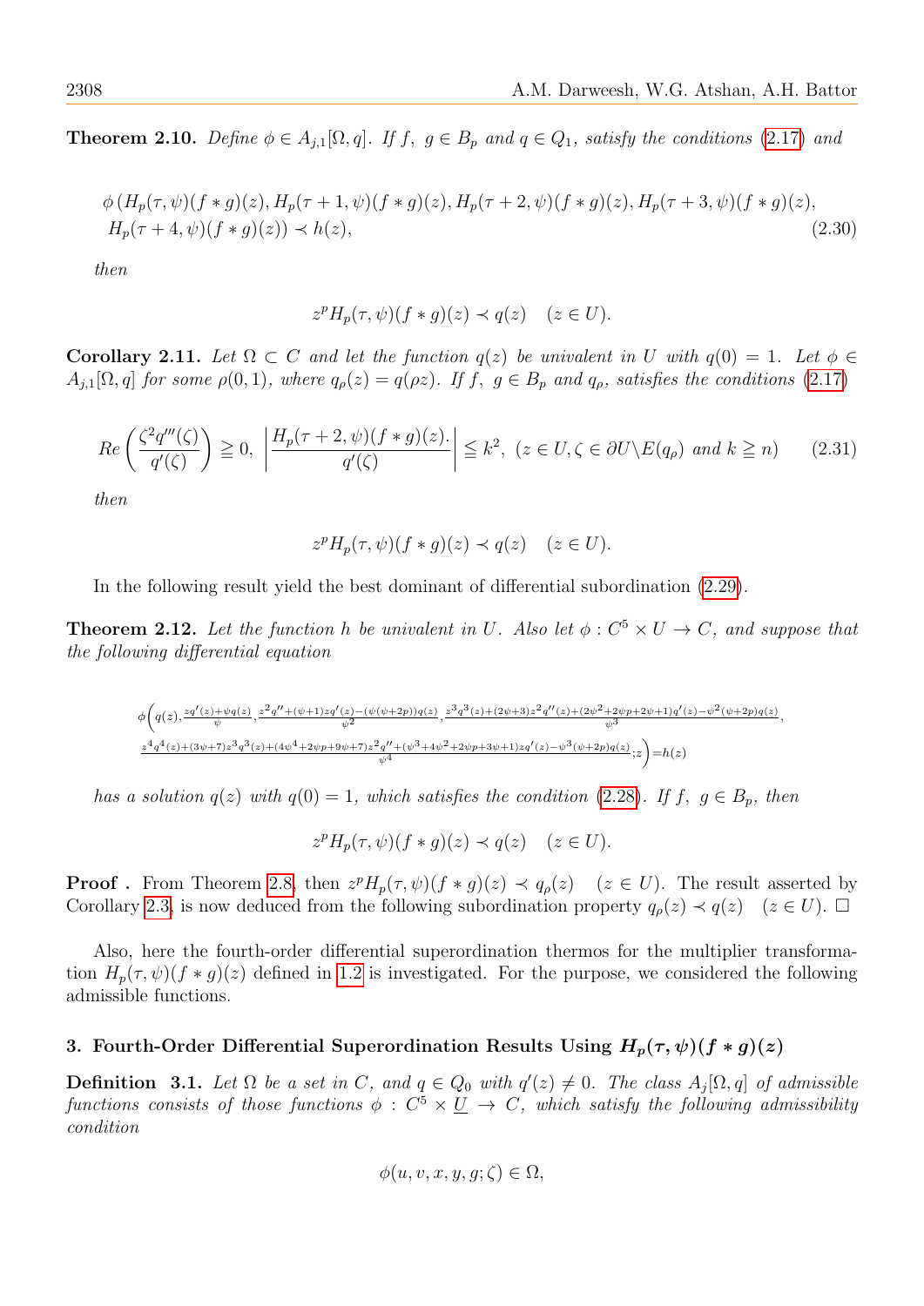**Theorem 2.10.** *Define $\phi \in A_{j,1}[\Omega, q]$. If $f,\ g \in B_p$ and $q \in Q_1$, satisfy the conditions (2.17) and*

$$\begin{aligned}&\phi\left(H_p(\tau,\psi)(f*g)(z), H_p(\tau+1,\psi)(f*g)(z), H_p(\tau+2,\psi)(f*g)(z), H_p(\tau+3,\psi)(f*g)(z),\right.\\ &\left.H_p(\tau+4,\psi)(f*g)(z)\right) \prec h(z),\end{aligned} \tag{2.30}$$

*then*

$$z^p H_p(\tau,\psi)(f*g)(z) \prec q(z) \quad (z \in U).$$

**Corollary 2.11.** *Let $\Omega \subset C$ and let the function $q(z)$ be univalent in $U$ with $q(0) = 1$. Let $\phi \in A_{j,1}[\Omega, q]$ for some $\rho(0,1)$, where $q_\rho(z) = q(\rho z)$. If $f,\ g \in B_p$ and $q_\rho$, satisfies the conditions (2.17)*

$$Re\left(\frac{\zeta^2 q'''(\zeta)}{q'(\zeta)}\right) \geqq 0,\ \left|\frac{H_p(\tau+2,\psi)(f*g)(z).}{q'(\zeta)}\right| \leqq k^2,\ (z \in U, \zeta \in \partial U \backslash E(q_\rho) \text{ and } k \geqq n) \tag{2.31}$$

*then*

$$z^p H_p(\tau,\psi)(f*g)(z) \prec q(z) \quad (z \in U).$$

In the following result yield the best dominant of differential subordination (2.29).

**Theorem 2.12.** *Let the function $h$ be univalent in $U$. Also let $\phi : C^5 \times U \to C$, and suppose that the following differential equation*

$$\begin{aligned}&\phi\Big(q(z), \tfrac{zq'(z)+\psi q(z)}{\psi}, \tfrac{z^2 q''+(\psi+1)zq'(z)-(\psi(\psi+2p))q(z)}{\psi^2}, \tfrac{z^3 q^3(z)+(2\psi+3)z^2 q''(z)+(2\psi^2+2\psi p+2\psi+1)q'(z)-\psi^2(\psi+2p)q(z)}{\psi^3},\\ &\tfrac{z^4 q^4(z)+(3\psi+7)z^3 q^3(z)+(4\psi^4+2\psi p+9\psi+7)z^2 q''+(\psi^3+4\psi^2+2\psi p+3\psi+1)zq'(z)-\psi^3(\psi+2p)q(z)}{\psi^4}; z\Big) = h(z)\end{aligned}$$

*has a solution $q(z)$ with $q(0) = 1$, which satisfies the condition (2.28). If $f,\ g \in B_p$, then*

$$z^p H_p(\tau,\psi)(f*g)(z) \prec q(z) \quad (z \in U).$$

**Proof .** From Theorem 2.8, then $z^p H_p(\tau,\psi)(f*g)(z) \prec q_\rho(z) \quad (z \in U)$. The result asserted by Corollary 2.3, is now deduced from the following subordination property $q_\rho(z) \prec q(z) \quad (z \in U)$. □

Also, here the fourth-order differential superordination thermos for the multiplier transformation $H_p(\tau,\psi)(f*g)(z)$ defined in 1.2 is investigated. For the purpose, we considered the following admissible functions.

## 3. Fourth-Order Differential Superordination Results Using $H_p(\tau,\psi)(f*g)(z)$

**Definition 3.1.** *Let $\Omega$ be a set in $C$, and $q \in Q_0$ with $q'(z) \neq 0$. The class $A_j[\Omega, q]$ of admissible functions consists of those functions $\phi : C^5 \times \underline{U} \to C$, which satisfy the following admissibility condition*

$$\phi(u, v, x, y, g; \zeta) \in \Omega,$$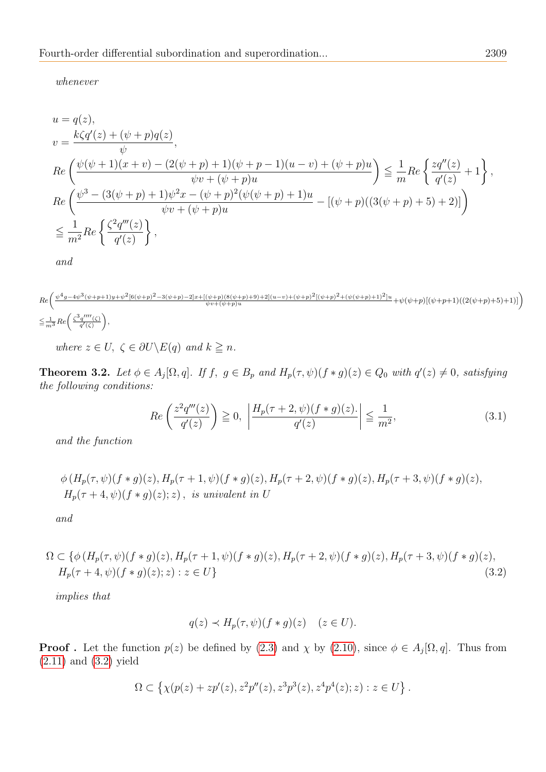*whenever*

$$
\begin{aligned}
&u = q(z),\\
&v = \frac{k\zeta q'(z) + (\psi + p)q(z)}{\psi},\\
&Re\left(\frac{\psi(\psi+1)(x+v) - (2(\psi+p)+1)(\psi+p-1)(u-v) + (\psi+p)u}{\psi v + (\psi+p)u}\right) \leqq \frac{1}{m} Re\left\{\frac{zq''(z)}{q'(z)} + 1\right\},\\
&Re\left(\frac{\psi^3 - (3(\psi+p)+1)\psi^2 x - (\psi+p)^2(\psi(\psi+p)+1)u}{\psi v + (\psi+p)u} - [(\psi+p)((3(\psi+p)+5)+2)]\right)\\
&\leqq \frac{1}{m^2} Re\left\{\frac{\zeta^2 q'''(z)}{q'(z)}\right\},
\end{aligned}
$$

*and*

$$
Re\left(\frac{\psi^4 g - 4\psi^3(\psi+p+1)y + \psi^2[6(\psi+p)^2 - 3(\psi+p) - 2]x + [(\psi+p)(8(\psi+p)+9)+2](u-v) + (\psi+p)^2[(\psi+p)^2 + (\psi(\psi+p)+1)^2]u}{\psi v + (\psi+p)u} + \psi(\psi+p)[(\psi+p+1)((2(\psi+p)+5)+1)]\right)
$$
$$
\leqq \frac{1}{m^3} Re\left(\frac{\zeta^3 q''''(\zeta)}{q'(\zeta)}\right),
$$

*where* $z \in U$, $\zeta \in \partial U \backslash E(q)$ *and* $k \geqq n$.

**Theorem 3.2.** *Let* $\phi \in A_j[\Omega, q]$. *If* $f,\ g \in B_p$ *and* $H_p(\tau, \psi)(f * g)(z) \in Q_0$ *with* $q'(z) \neq 0$, *satisfying the following conditions:*

$$
Re\left(\frac{z^2 q'''(z)}{q'(z)}\right) \geqq 0, \ \left|\frac{H_p(\tau+2, \psi)(f * g)(z).}{q'(z)}\right| \leqq \frac{1}{m^2}, \tag{3.1}
$$

*and the function*

$$
\phi\left(H_p(\tau,\psi)(f*g)(z), H_p(\tau+1,\psi)(f*g)(z), H_p(\tau+2,\psi)(f*g)(z), H_p(\tau+3,\psi)(f*g)(z),\right.
$$
$$
\left.H_p(\tau+4,\psi)(f*g)(z); z\right), \ \textit{is univalent in } U
$$

*and*

$$
\begin{aligned}
\Omega \subset \{&\phi\left(H_p(\tau,\psi)(f*g)(z), H_p(\tau+1,\psi)(f*g)(z), H_p(\tau+2,\psi)(f*g)(z), H_p(\tau+3,\psi)(f*g)(z),\right.\\
&\left.H_p(\tau+4,\psi)(f*g)(z); z\right) : z \in U\}
\end{aligned} \tag{3.2}
$$

*implies that*

$$
q(z) \prec H_p(\tau, \psi)(f * g)(z) \quad (z \in U).
$$

**Proof .** Let the function $p(z)$ be defined by (2.3) and $\chi$ by (2.10), since $\phi \in A_j[\Omega, q]$. Thus from (2.11) and (3.2) yield

$$
\Omega \subset \left\{\chi(p(z) + zp'(z), z^2 p''(z), z^3 p^3(z), z^4 p^4(z); z) : z \in U\right\}.
$$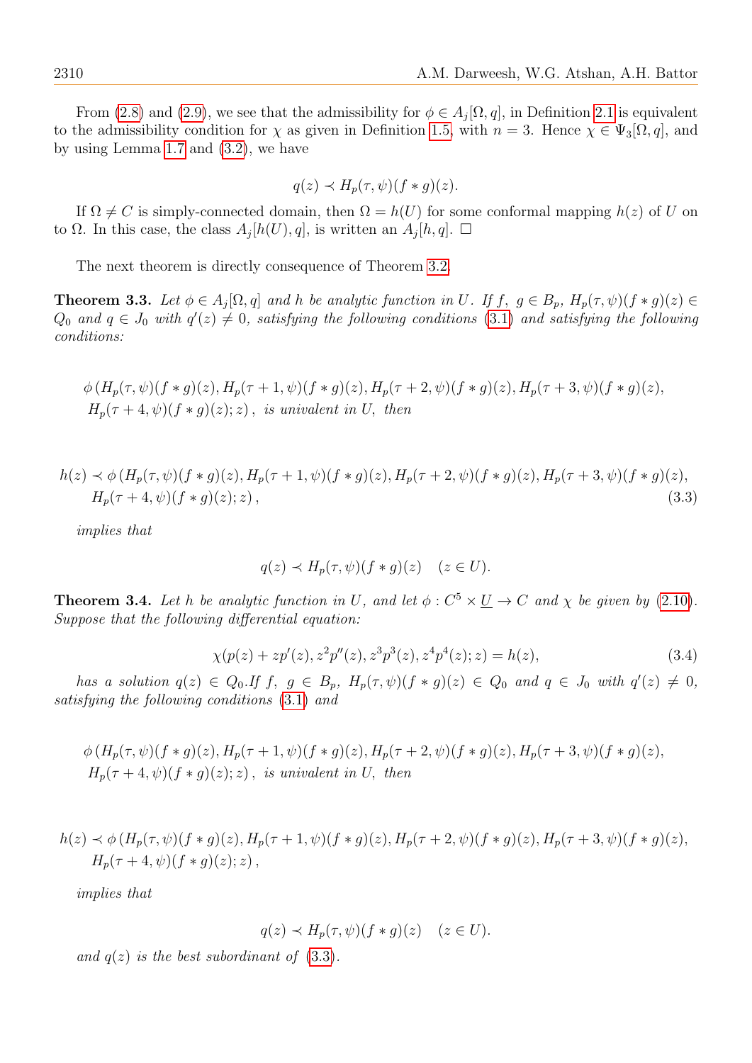From (2.8) and (2.9), we see that the admissibility for $\phi \in A_j[\Omega, q]$, in Definition 2.1 is equivalent to the admissibility condition for $\chi$ as given in Definition 1.5, with $n = 3$. Hence $\chi \in \Psi_3[\Omega, q]$, and by using Lemma 1.7 and (3.2), we have

$$q(z) \prec H_p(\tau, \psi)(f * g)(z).$$

If $\Omega \neq C$ is simply-connected domain, then $\Omega = h(U)$ for some conformal mapping $h(z)$ of $U$ on to $\Omega$. In this case, the class $A_j[h(U), q]$, is written an $A_j[h, q]$. $\square$

The next theorem is directly consequence of Theorem 3.2.

**Theorem 3.3.** *Let $\phi \in A_j[\Omega, q]$ and $h$ be analytic function in $U$. If $f,\ g \in B_p$, $H_p(\tau, \psi)(f * g)(z) \in Q_0$ and $q \in J_0$ with $q'(z) \neq 0$, satisfying the following conditions (3.1) and satisfying the following conditions:*

$$\phi\left(H_p(\tau, \psi)(f * g)(z), H_p(\tau + 1, \psi)(f * g)(z), H_p(\tau + 2, \psi)(f * g)(z), H_p(\tau + 3, \psi)(f * g)(z), H_p(\tau + 4, \psi)(f * g)(z); z\right), \text{ is univalent in } U, \text{ then}$$

$$h(z) \prec \phi\left(H_p(\tau, \psi)(f * g)(z), H_p(\tau + 1, \psi)(f * g)(z), H_p(\tau + 2, \psi)(f * g)(z), H_p(\tau + 3, \psi)(f * g)(z), H_p(\tau + 4, \psi)(f * g)(z); z\right), \tag{3.3}$$

*implies that*

$$q(z) \prec H_p(\tau, \psi)(f * g)(z) \quad (z \in U).$$

**Theorem 3.4.** *Let $h$ be analytic function in $U$, and let $\phi : C^5 \times \underline{U} \to C$ and $\chi$ be given by (2.10). Suppose that the following differential equation:*

$$\chi(p(z) + zp'(z), z^2 p''(z), z^3 p^3(z), z^4 p^4(z); z) = h(z), \tag{3.4}$$

*has a solution $q(z) \in Q_0$.If $f,\ g \in B_p$, $H_p(\tau, \psi)(f * g)(z) \in Q_0$ and $q \in J_0$ with $q'(z) \neq 0$, satisfying the following conditions (3.1) and*

$$\phi\left(H_p(\tau, \psi)(f * g)(z), H_p(\tau + 1, \psi)(f * g)(z), H_p(\tau + 2, \psi)(f * g)(z), H_p(\tau + 3, \psi)(f * g)(z), H_p(\tau + 4, \psi)(f * g)(z); z\right), \text{ is univalent in } U, \text{ then}$$

$$h(z) \prec \phi\left(H_p(\tau, \psi)(f * g)(z), H_p(\tau + 1, \psi)(f * g)(z), H_p(\tau + 2, \psi)(f * g)(z), H_p(\tau + 3, \psi)(f * g)(z), H_p(\tau + 4, \psi)(f * g)(z); z\right),$$

*implies that*

$$q(z) \prec H_p(\tau, \psi)(f * g)(z) \quad (z \in U).$$

*and $q(z)$ is the best subordinant of (3.3).*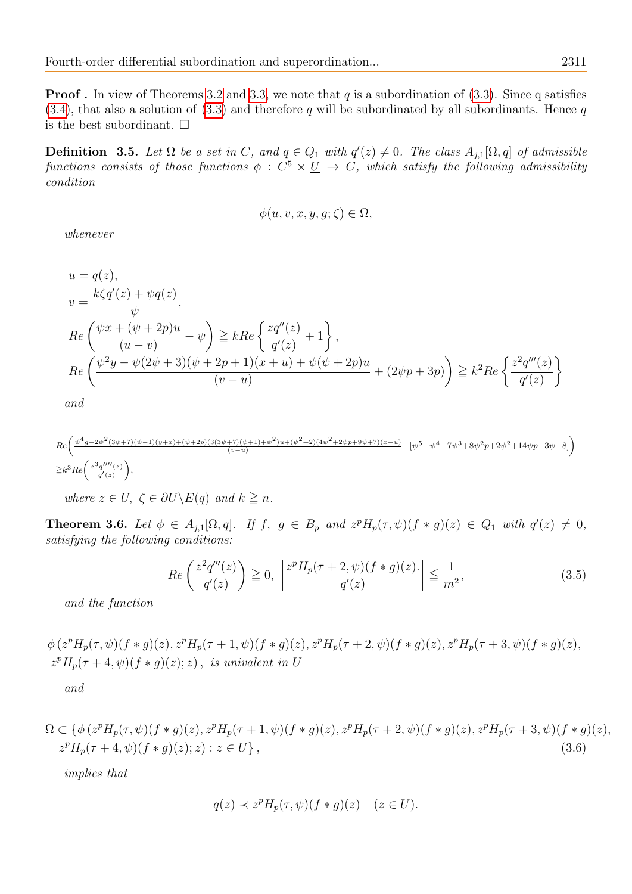**Proof .** In view of Theorems 3.2 and 3.3, we note that $q$ is a subordination of (3.3). Since q satisfies (3.4), that also a solution of (3.3) and therefore $q$ will be subordinated by all subordinants. Hence $q$ is the best subordinant. □

**Definition 3.5.** *Let $\Omega$ be a set in $C$, and $q \in Q_1$ with $q'(z) \neq 0$. The class $A_{j,1}[\Omega, q]$ of admissible functions consists of those functions $\phi : C^5 \times \underline{U} \to C$, which satisfy the following admissibility condition*

$$\phi(u, v, x, y, g; \zeta) \in \Omega,$$

*whenever*

$$u = q(z),$$

$$v = \frac{k\zeta q'(z) + \psi q(z)}{\psi},$$

$$Re\left(\frac{\psi x + (\psi + 2p)u}{(u - v)} - \psi\right) \geqq kRe\left\{\frac{zq''(z)}{q'(z)} + 1\right\},$$

$$Re\left(\frac{\psi^2 y - \psi(2\psi + 3)(\psi + 2p + 1)(x + u) + \psi(\psi + 2p)u}{(v - u)} + (2\psi p + 3p)\right) \geqq k^2 Re\left\{\frac{z^2 q'''(z)}{q'(z)}\right\}$$

*and*

$$Re\left(\frac{\psi^4 g - 2\psi^2(3\psi+7)(\psi-1)(y+x) + (\psi+2p)(3(3\psi+7)(\psi+1)+\psi^2)u + (\psi^2+2)(4\psi^2+2\psi p+9\psi+7)(x-u)}{(v-u)} + [\psi^5+\psi^4-7\psi^3+8\psi^2 p+2\psi^2+14\psi p-3\psi-8]\right)$$
$$\geqq k^3 Re\left(\frac{z^3 q''''(z)}{q'(z)}\right),$$

*where $z \in U$, $\zeta \in \partial U \backslash E(q)$ and $k \geqq n$.*

**Theorem 3.6.** *Let $\phi \in A_{j,1}[\Omega, q]$. If $f, g \in B_p$ and $z^p H_p(\tau, \psi)(f * g)(z) \in Q_1$ with $q'(z) \neq 0$, satisfying the following conditions:*

$$Re\left(\frac{z^2 q'''(z)}{q'(z)}\right) \geqq 0, \quad \left|\frac{z^p H_p(\tau + 2, \psi)(f * g)(z).}{q'(z)}\right| \leqq \frac{1}{m^2}, \tag{3.5}$$

*and the function*

$\phi\left(z^p H_p(\tau, \psi)(f * g)(z), z^p H_p(\tau + 1, \psi)(f * g)(z), z^p H_p(\tau + 2, \psi)(f * g)(z), z^p H_p(\tau + 3, \psi)(f * g)(z), z^p H_p(\tau + 4, \psi)(f * g)(z); z\right)$, *is univalent in $U$*

*and*

$$\Omega \subset \left\{\phi\left(z^p H_p(\tau, \psi)(f * g)(z), z^p H_p(\tau + 1, \psi)(f * g)(z), z^p H_p(\tau + 2, \psi)(f * g)(z), z^p H_p(\tau + 3, \psi)(f * g)(z), z^p H_p(\tau + 4, \psi)(f * g)(z); z\right) : z \in U\right\}, \tag{3.6}$$

*implies that*

$$q(z) \prec z^p H_p(\tau, \psi)(f * g)(z) \quad (z \in U).$$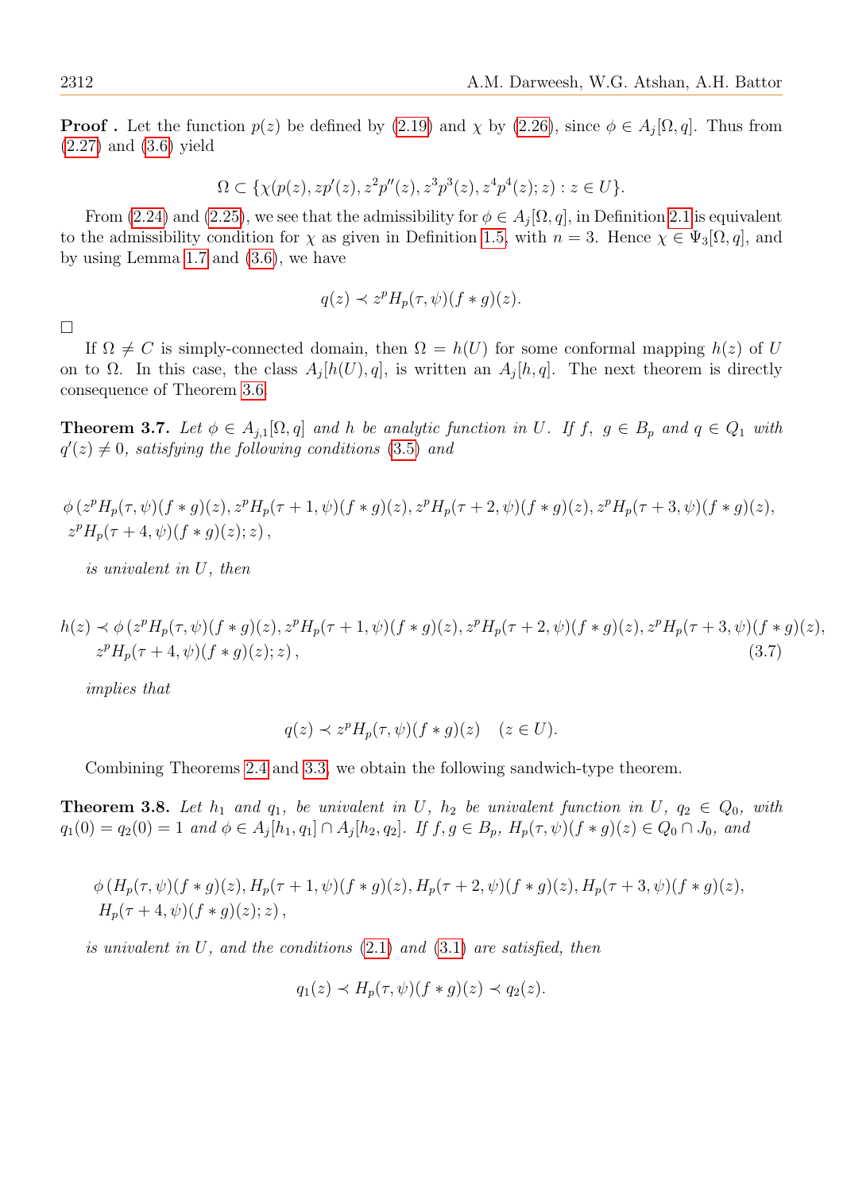**Proof .** Let the function $p(z)$ be defined by (2.19) and $\chi$ by (2.26), since $\phi \in A_j[\Omega, q]$. Thus from (2.27) and (3.6) yield

$$\Omega \subset \{\chi(p(z), zp'(z), z^2p''(z), z^3p^3(z), z^4p^4(z); z) : z \in U\}.$$

From (2.24) and (2.25), we see that the admissibility for $\phi \in A_j[\Omega, q]$, in Definition 2.1 is equivalent to the admissibility condition for $\chi$ as given in Definition 1.5, with $n = 3$. Hence $\chi \in \Psi_3[\Omega, q]$, and by using Lemma 1.7 and (3.6), we have

$$q(z) \prec z^pH_p(\tau, \psi)(f * g)(z).$$

□

If $\Omega \neq C$ is simply-connected domain, then $\Omega = h(U)$ for some conformal mapping $h(z)$ of $U$ on to $\Omega$. In this case, the class $A_j[h(U), q]$, is written an $A_j[h, q]$. The next theorem is directly consequence of Theorem 3.6.

**Theorem 3.7.** *Let $\phi \in A_{j,1}[\Omega, q]$ and $h$ be analytic function in $U$. If $f$, $g \in B_p$ and $q \in Q_1$ with $q'(z) \neq 0$, satisfying the following conditions (3.5) and*

$$\phi\left(z^pH_p(\tau, \psi)(f * g)(z), z^pH_p(\tau + 1, \psi)(f * g)(z), z^pH_p(\tau + 2, \psi)(f * g)(z), z^pH_p(\tau + 3, \psi)(f * g)(z), z^pH_p(\tau + 4, \psi)(f * g)(z); z\right),$$

*is univalent in $U$, then*

$$h(z) \prec \phi\left(z^pH_p(\tau, \psi)(f * g)(z), z^pH_p(\tau + 1, \psi)(f * g)(z), z^pH_p(\tau + 2, \psi)(f * g)(z), z^pH_p(\tau + 3, \psi)(f * g)(z), z^pH_p(\tau + 4, \psi)(f * g)(z); z\right), \tag{3.7}$$

*implies that*

$$q(z) \prec z^pH_p(\tau, \psi)(f * g)(z) \quad (z \in U).$$

Combining Theorems 2.4 and 3.3, we obtain the following sandwich-type theorem.

**Theorem 3.8.** *Let $h_1$ and $q_1$, be univalent in $U$, $h_2$ be univalent function in $U$, $q_2 \in Q_0$, with $q_1(0) = q_2(0) = 1$ and $\phi \in A_j[h_1, q_1] \cap A_j[h_2, q_2]$. If $f, g \in B_p$, $H_p(\tau, \psi)(f * g)(z) \in Q_0 \cap J_0$, and*

$$\phi\left(H_p(\tau, \psi)(f * g)(z), H_p(\tau + 1, \psi)(f * g)(z), H_p(\tau + 2, \psi)(f * g)(z), H_p(\tau + 3, \psi)(f * g)(z), H_p(\tau + 4, \psi)(f * g)(z); z\right),$$

*is univalent in $U$, and the conditions (2.1) and (3.1) are satisfied, then*

$$q_1(z) \prec H_p(\tau, \psi)(f * g)(z) \prec q_2(z).$$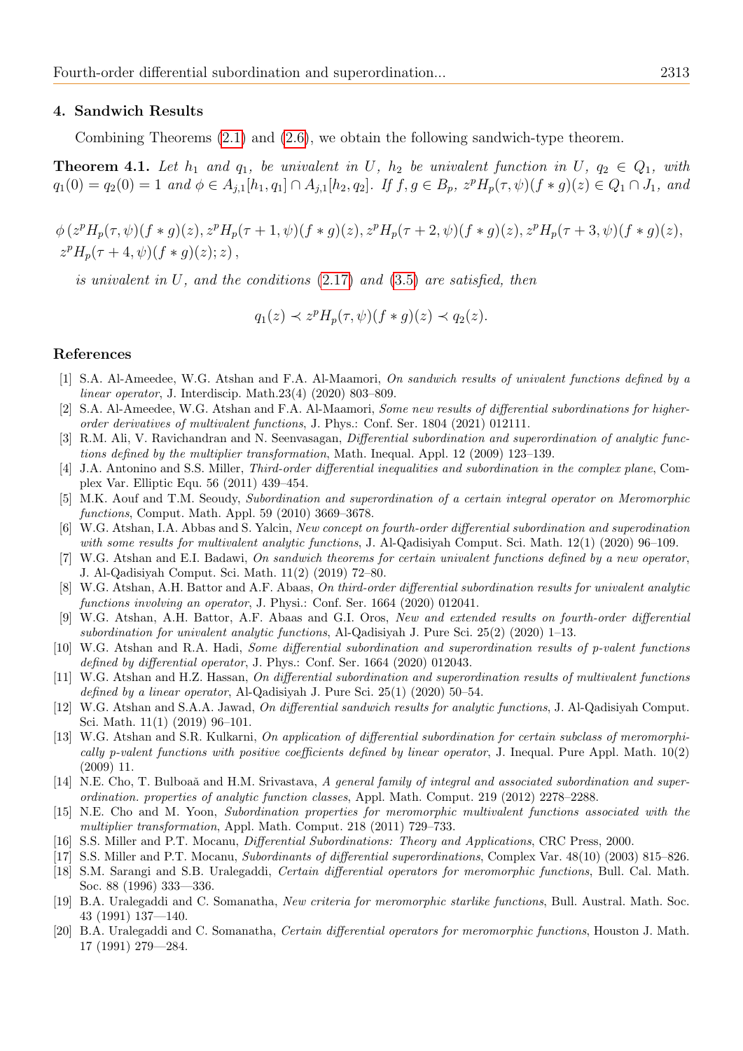## 4. Sandwich Results

Combining Theorems (2.1) and (2.6), we obtain the following sandwich-type theorem.

**Theorem 4.1.** *Let $h_1$ and $q_1$, be univalent in $U$, $h_2$ be univalent function in $U$, $q_2 \in Q_1$, with $q_1(0) = q_2(0) = 1$ and $\phi \in A_{j,1}[h_1, q_1] \cap A_{j,1}[h_2, q_2]$. If $f, g \in B_p$, $z^p H_p(\tau, \psi)(f * g)(z) \in Q_1 \cap J_1$, and*

$$\phi\left(z^p H_p(\tau,\psi)(f*g)(z), z^p H_p(\tau+1,\psi)(f*g)(z), z^p H_p(\tau+2,\psi)(f*g)(z), z^p H_p(\tau+3,\psi)(f*g)(z),\right.$$
$$\left. z^p H_p(\tau+4,\psi)(f*g)(z); z\right),$$

*is univalent in $U$, and the conditions (2.17) and (3.5) are satisfied, then*

$$q_1(z) \prec z^p H_p(\tau,\psi)(f*g)(z) \prec q_2(z).$$

## References

[1] S.A. Al-Ameedee, W.G. Atshan and F.A. Al-Maamori, *On sandwich results of univalent functions defined by a linear operator*, J. Interdiscip. Math.23(4) (2020) 803–809.

[2] S.A. Al-Ameedee, W.G. Atshan and F.A. Al-Maamori, *Some new results of differential subordinations for higher-order derivatives of multivalent functions*, J. Phys.: Conf. Ser. 1804 (2021) 012111.

[3] R.M. Ali, V. Ravichandran and N. Seenvasagan, *Differential subordination and superordination of analytic functions defined by the multiplier transformation*, Math. Inequal. Appl. 12 (2009) 123–139.

[4] J.A. Antonino and S.S. Miller, *Third-order differential inequalities and subordination in the complex plane*, Complex Var. Elliptic Equ. 56 (2011) 439–454.

[5] M.K. Aouf and T.M. Seoudy, *Subordination and superordination of a certain integral operator on Meromorphic functions*, Comput. Math. Appl. 59 (2010) 3669–3678.

[6] W.G. Atshan, I.A. Abbas and S. Yalcin, *New concept on fourth-order differential subordination and superodination with some results for multivalent analytic functions*, J. Al-Qadisiyah Comput. Sci. Math. 12(1) (2020) 96–109.

[7] W.G. Atshan and E.I. Badawi, *On sandwich theorems for certain univalent functions defined by a new operator*, J. Al-Qadisiyah Comput. Sci. Math. 11(2) (2019) 72–80.

[8] W.G. Atshan, A.H. Battor and A.F. Abaas, *On third-order differential subordination results for univalent analytic functions involving an operator*, J. Physi.: Conf. Ser. 1664 (2020) 012041.

[9] W.G. Atshan, A.H. Battor, A.F. Abaas and G.I. Oros, *New and extended results on fourth-order differential subordination for univalent analytic functions*, Al-Qadisiyah J. Pure Sci. 25(2) (2020) 1–13.

[10] W.G. Atshan and R.A. Hadi, *Some differential subordination and superordination results of p-valent functions defined by differential operator*, J. Phys.: Conf. Ser. 1664 (2020) 012043.

[11] W.G. Atshan and H.Z. Hassan, *On differential subordination and superordination results of multivalent functions defined by a linear operator*, Al-Qadisiyah J. Pure Sci. 25(1) (2020) 50–54.

[12] W.G. Atshan and S.A.A. Jawad, *On differential sandwich results for analytic functions*, J. Al-Qadisiyah Comput. Sci. Math. 11(1) (2019) 96–101.

[13] W.G. Atshan and S.R. Kulkarni, *On application of differential subordination for certain subclass of meromorphically p-valent functions with positive coefficients defined by linear operator*, J. Inequal. Pure Appl. Math. 10(2) (2009) 11.

[14] N.E. Cho, T. Bulboaă and H.M. Srivastava, *A general family of integral and associated subordination and superordination. properties of analytic function classes*, Appl. Math. Comput. 219 (2012) 2278–2288.

[15] N.E. Cho and M. Yoon, *Subordination properties for meromorphic multivalent functions associated with the multiplier transformation*, Appl. Math. Comput. 218 (2011) 729–733.

[16] S.S. Miller and P.T. Mocanu, *Differential Subordinations: Theory and Applications*, CRC Press, 2000.

[17] S.S. Miller and P.T. Mocanu, *Subordinants of differential superordinations*, Complex Var. 48(10) (2003) 815–826.

[18] S.M. Sarangi and S.B. Uralegaddi, *Certain differential operators for meromorphic functions*, Bull. Cal. Math. Soc. 88 (1996) 333—336.

[19] B.A. Uralegaddi and C. Somanatha, *New criteria for meromorphic starlike functions*, Bull. Austral. Math. Soc. 43 (1991) 137—140.

[20] B.A. Uralegaddi and C. Somanatha, *Certain differential operators for meromorphic functions*, Houston J. Math. 17 (1991) 279—284.